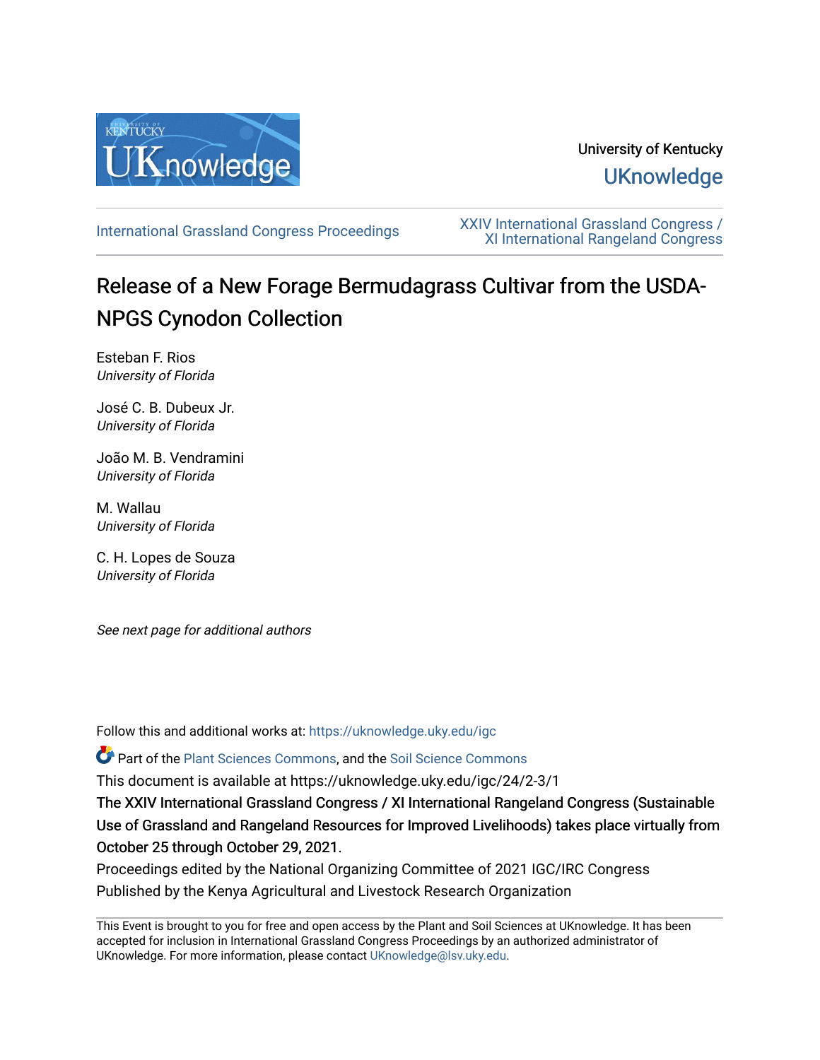University of Kentucky

UKnowledge

International Grassland Congress Proceedings

XXIV International Grassland Congress / XI International Rangeland Congress

# Release of a New Forage Bermudagrass Cultivar from the USDA-NPGS Cynodon Collection

Esteban F. Rios
*University of Florida*

José C. B. Dubeux Jr.
*University of Florida*

João M. B. Vendramini
*University of Florida*

M. Wallau
*University of Florida*

C. H. Lopes de Souza
*University of Florida*

*See next page for additional authors*

Follow this and additional works at: https://uknowledge.uky.edu/igc

Part of the Plant Sciences Commons, and the Soil Science Commons

This document is available at https://uknowledge.uky.edu/igc/24/2-3/1

**The XXIV International Grassland Congress / XI International Rangeland Congress (Sustainable Use of Grassland and Rangeland Resources for Improved Livelihoods) takes place virtually from October 25 through October 29, 2021.**

Proceedings edited by the National Organizing Committee of 2021 IGC/IRC Congress

Published by the Kenya Agricultural and Livestock Research Organization

This Event is brought to you for free and open access by the Plant and Soil Sciences at UKnowledge. It has been accepted for inclusion in International Grassland Congress Proceedings by an authorized administrator of UKnowledge. For more information, please contact UKnowledge@lsv.uky.edu.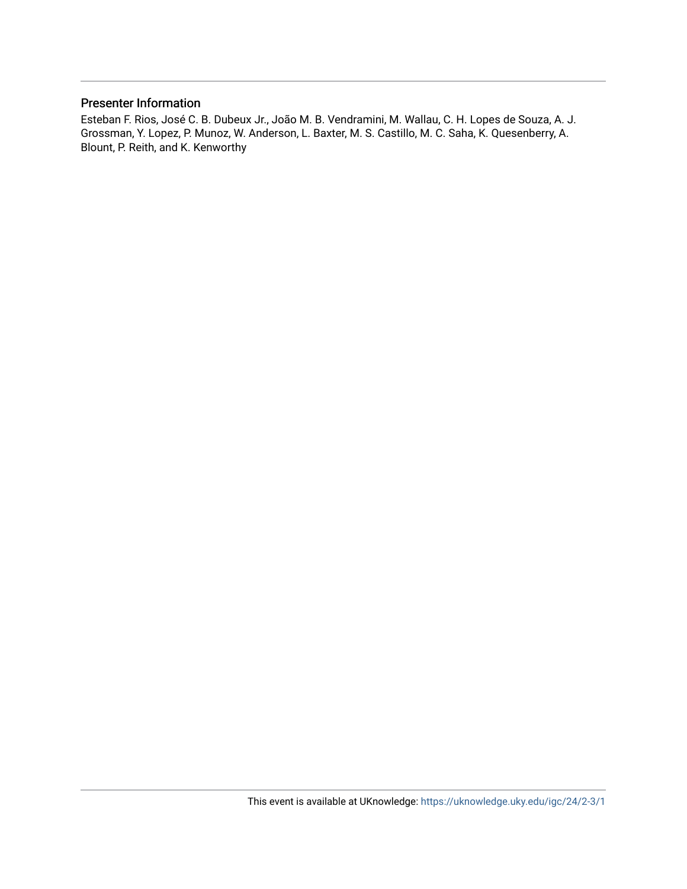## Presenter Information

Esteban F. Rios, José C. B. Dubeux Jr., João M. B. Vendramini, M. Wallau, C. H. Lopes de Souza, A. J. Grossman, Y. Lopez, P. Munoz, W. Anderson, L. Baxter, M. S. Castillo, M. C. Saha, K. Quesenberry, A. Blount, P. Reith, and K. Kenworthy

This event is available at UKnowledge: https://uknowledge.uky.edu/igc/24/2-3/1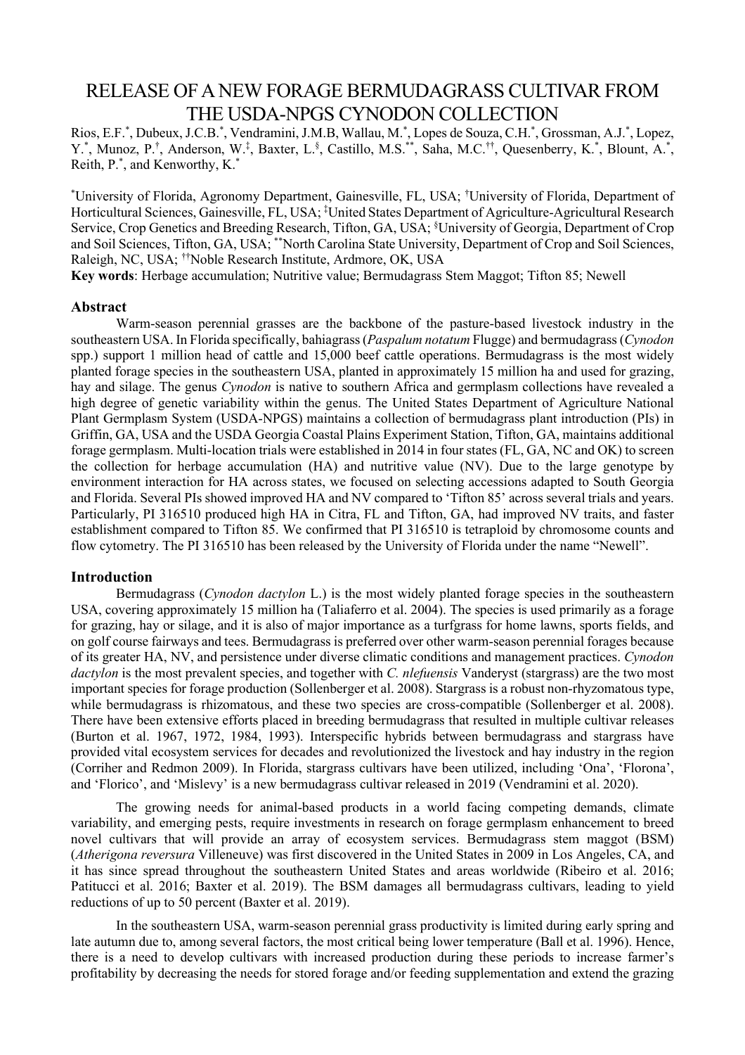# RELEASE OF A NEW FORAGE BERMUDAGRASS CULTIVAR FROM THE USDA-NPGS CYNODON COLLECTION

Rios, E.F.[*], Dubeux, J.C.B.[*], Vendramini, J.M.B, Wallau, M.[*], Lopes de Souza, C.H.[*], Grossman, A.J.[*], Lopez, Y.[*], Munoz, P.[†], Anderson, W.[‡], Baxter, L.[§], Castillo, M.S.[**], Saha, M.C.[††], Quesenberry, K.[*], Blount, A.[*], Reith, P.[*], and Kenworthy, K.[*]

[*]University of Florida, Agronomy Department, Gainesville, FL, USA; [†]University of Florida, Department of Horticultural Sciences, Gainesville, FL, USA; [‡]United States Department of Agriculture-Agricultural Research Service, Crop Genetics and Breeding Research, Tifton, GA, USA; [§]University of Georgia, Department of Crop and Soil Sciences, Tifton, GA, USA; [**]North Carolina State University, Department of Crop and Soil Sciences, Raleigh, NC, USA; [††]Noble Research Institute, Ardmore, OK, USA

**Key words**: Herbage accumulation; Nutritive value; Bermudagrass Stem Maggot; Tifton 85; Newell

## Abstract

Warm-season perennial grasses are the backbone of the pasture-based livestock industry in the southeastern USA. In Florida specifically, bahiagrass (*Paspalum notatum* Flugge) and bermudagrass (*Cynodon* spp.) support 1 million head of cattle and 15,000 beef cattle operations. Bermudagrass is the most widely planted forage species in the southeastern USA, planted in approximately 15 million ha and used for grazing, hay and silage. The genus *Cynodon* is native to southern Africa and germplasm collections have revealed a high degree of genetic variability within the genus. The United States Department of Agriculture National Plant Germplasm System (USDA-NPGS) maintains a collection of bermudagrass plant introduction (PIs) in Griffin, GA, USA and the USDA Georgia Coastal Plains Experiment Station, Tifton, GA, maintains additional forage germplasm. Multi-location trials were established in 2014 in four states (FL, GA, NC and OK) to screen the collection for herbage accumulation (HA) and nutritive value (NV). Due to the large genotype by environment interaction for HA across states, we focused on selecting accessions adapted to South Georgia and Florida. Several PIs showed improved HA and NV compared to 'Tifton 85' across several trials and years. Particularly, PI 316510 produced high HA in Citra, FL and Tifton, GA, had improved NV traits, and faster establishment compared to Tifton 85. We confirmed that PI 316510 is tetraploid by chromosome counts and flow cytometry. The PI 316510 has been released by the University of Florida under the name "Newell".

## Introduction

Bermudagrass (*Cynodon dactylon* L.) is the most widely planted forage species in the southeastern USA, covering approximately 15 million ha (Taliaferro et al. 2004). The species is used primarily as a forage for grazing, hay or silage, and it is also of major importance as a turfgrass for home lawns, sports fields, and on golf course fairways and tees. Bermudagrass is preferred over other warm-season perennial forages because of its greater HA, NV, and persistence under diverse climatic conditions and management practices. *Cynodon dactylon* is the most prevalent species, and together with *C. nlefuensis* Vanderyst (stargrass) are the two most important species for forage production (Sollenberger et al. 2008). Stargrass is a robust non-rhizomatous type, while bermudagrass is rhizomatous, and these two species are cross-compatible (Sollenberger et al. 2008). There have been extensive efforts placed in breeding bermudagrass that resulted in multiple cultivar releases (Burton et al. 1967, 1972, 1984, 1993). Interspecific hybrids between bermudagrass and stargrass have provided vital ecosystem services for decades and revolutionized the livestock and hay industry in the region (Corriher and Redmon 2009). In Florida, stargrass cultivars have been utilized, including 'Ona', 'Florona', and 'Florico', and 'Mislevy' is a new bermudagrass cultivar released in 2019 (Vendramini et al. 2020).

The growing needs for animal-based products in a world facing competing demands, climate variability, and emerging pests, require investments in research on forage germplasm enhancement to breed novel cultivars that will provide an array of ecosystem services. Bermudagrass stem maggot (BSM) (*Atherigona reversura* Villeneuve) was first discovered in the United States in 2009 in Los Angeles, CA, and it has since spread throughout the southeastern United States and areas worldwide (Ribeiro et al. 2016; Patitucci et al. 2016; Baxter et al. 2019). The BSM damages all bermudagrass cultivars, leading to yield reductions of up to 50 percent (Baxter et al. 2019).

In the southeastern USA, warm-season perennial grass productivity is limited during early spring and late autumn due to, among several factors, the most critical being lower temperature (Ball et al. 1996). Hence, there is a need to develop cultivars with increased production during these periods to increase farmer's profitability by decreasing the needs for stored forage and/or feeding supplementation and extend the grazing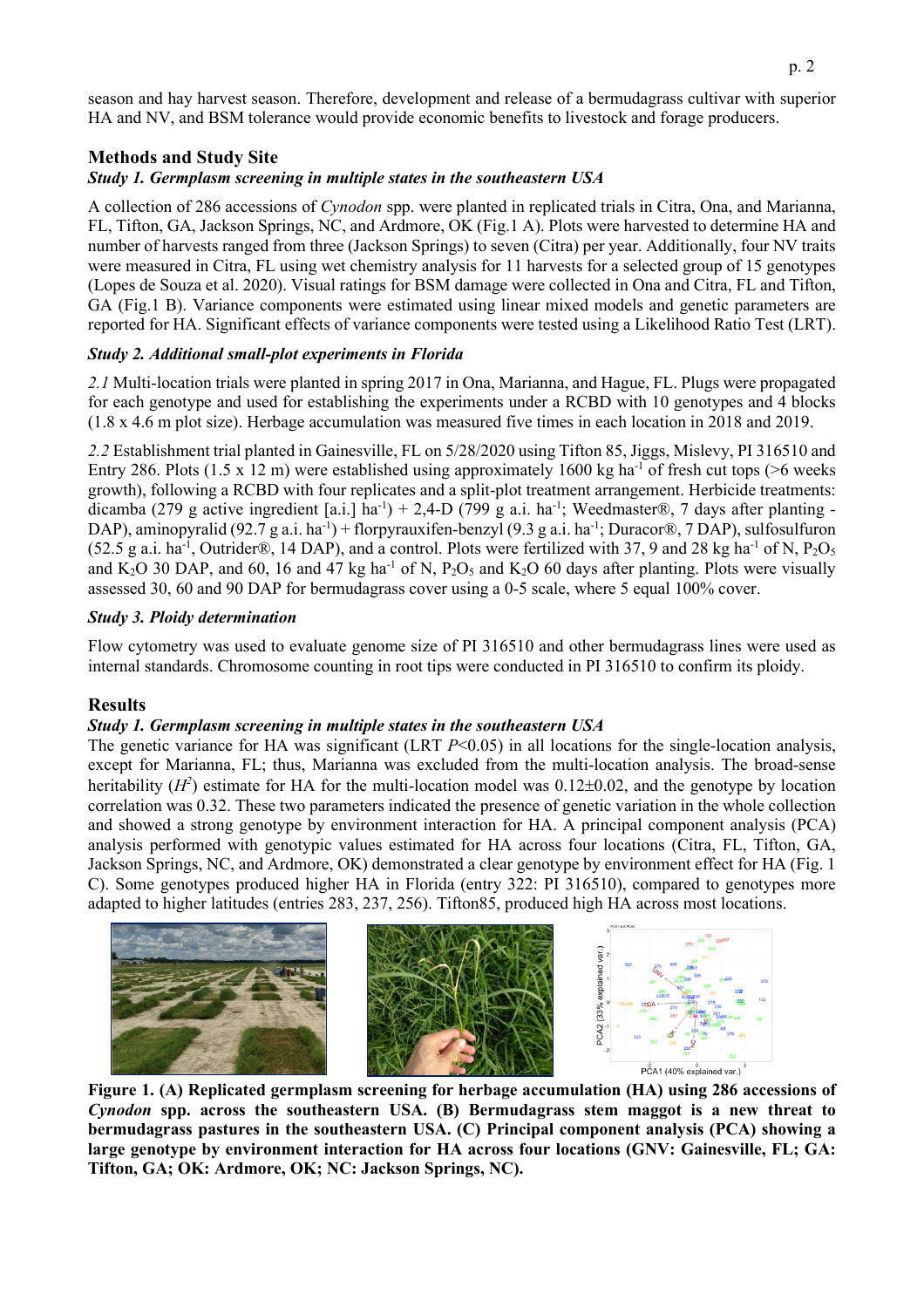season and hay harvest season. Therefore, development and release of a bermudagrass cultivar with superior HA and NV, and BSM tolerance would provide economic benefits to livestock and forage producers.

## Methods and Study Site

### *Study 1. Germplasm screening in multiple states in the southeastern USA*

A collection of 286 accessions of *Cynodon* spp. were planted in replicated trials in Citra, Ona, and Marianna, FL, Tifton, GA, Jackson Springs, NC, and Ardmore, OK (Fig.1 A). Plots were harvested to determine HA and number of harvests ranged from three (Jackson Springs) to seven (Citra) per year. Additionally, four NV traits were measured in Citra, FL using wet chemistry analysis for 11 harvests for a selected group of 15 genotypes (Lopes de Souza et al. 2020). Visual ratings for BSM damage were collected in Ona and Citra, FL and Tifton, GA (Fig.1 B). Variance components were estimated using linear mixed models and genetic parameters are reported for HA. Significant effects of variance components were tested using a Likelihood Ratio Test (LRT).

### *Study 2. Additional small-plot experiments in Florida*

*2.1* Multi-location trials were planted in spring 2017 in Ona, Marianna, and Hague, FL. Plugs were propagated for each genotype and used for establishing the experiments under a RCBD with 10 genotypes and 4 blocks (1.8 x 4.6 m plot size). Herbage accumulation was measured five times in each location in 2018 and 2019.

*2.2* Establishment trial planted in Gainesville, FL on 5/28/2020 using Tifton 85, Jiggs, Mislevy, PI 316510 and Entry 286. Plots (1.5 x 12 m) were established using approximately 1600 kg ha$^{-1}$ of fresh cut tops (>6 weeks growth), following a RCBD with four replicates and a split-plot treatment arrangement. Herbicide treatments: dicamba (279 g active ingredient [a.i.] ha$^{-1}$) + 2,4-D (799 g a.i. ha$^{-1}$; Weedmaster®, 7 days after planting - DAP), aminopyralid (92.7 g a.i. ha$^{-1}$) + florpyrauxifen-benzyl (9.3 g a.i. ha$^{-1}$; Duracor®, 7 DAP), sulfosulfuron (52.5 g a.i. ha$^{-1}$, Outrider®, 14 DAP), and a control. Plots were fertilized with 37, 9 and 28 kg ha$^{-1}$ of N, $P_2O_5$ and $K_2O$ 30 DAP, and 60, 16 and 47 kg ha$^{-1}$ of N, $P_2O_5$ and $K_2O$ 60 days after planting. Plots were visually assessed 30, 60 and 90 DAP for bermudagrass cover using a 0-5 scale, where 5 equal 100% cover.

### *Study 3. Ploidy determination*

Flow cytometry was used to evaluate genome size of PI 316510 and other bermudagrass lines were used as internal standards. Chromosome counting in root tips were conducted in PI 316510 to confirm its ploidy.

## Results

### *Study 1. Germplasm screening in multiple states in the southeastern USA*

The genetic variance for HA was significant (LRT $P$<0.05) in all locations for the single-location analysis, except for Marianna, FL; thus, Marianna was excluded from the multi-location analysis. The broad-sense heritability ($H^2$) estimate for HA for the multi-location model was 0.12±0.02, and the genotype by location correlation was 0.32. These two parameters indicated the presence of genetic variation in the whole collection and showed a strong genotype by environment interaction for HA. A principal component analysis (PCA) analysis performed with genotypic values estimated for HA across four locations (Citra, FL, Tifton, GA, Jackson Springs, NC, and Ardmore, OK) demonstrated a clear genotype by environment effect for HA (Fig. 1 C). Some genotypes produced higher HA in Florida (entry 322: PI 316510), compared to genotypes more adapted to higher latitudes (entries 283, 237, 256). Tifton85, produced high HA across most locations.

**Figure 1. (A) Replicated germplasm screening for herbage accumulation (HA) using 286 accessions of *Cynodon* spp. across the southeastern USA. (B) Bermudagrass stem maggot is a new threat to bermudagrass pastures in the southeastern USA. (C) Principal component analysis (PCA) showing a large genotype by environment interaction for HA across four locations (GNV: Gainesville, FL; GA: Tifton, GA; OK: Ardmore, OK; NC: Jackson Springs, NC).**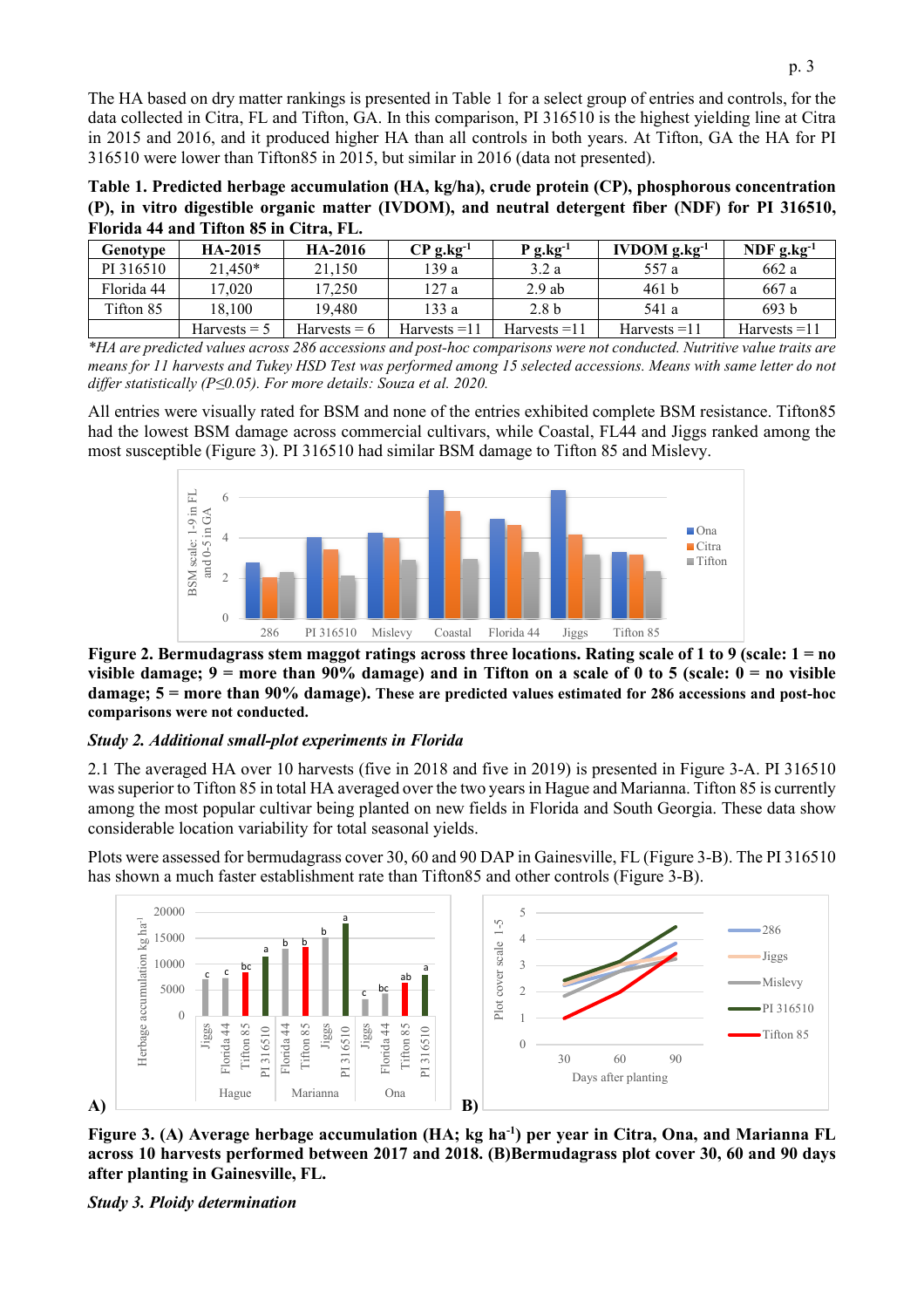The HA based on dry matter rankings is presented in Table 1 for a select group of entries and controls, for the data collected in Citra, FL and Tifton, GA. In this comparison, PI 316510 is the highest yielding line at Citra in 2015 and 2016, and it produced higher HA than all controls in both years. At Tifton, GA the HA for PI 316510 were lower than Tifton85 in 2015, but similar in 2016 (data not presented).

**Table 1. Predicted herbage accumulation (HA, kg/ha), crude protein (CP), phosphorous concentration (P), in vitro digestible organic matter (IVDOM), and neutral detergent fiber (NDF) for PI 316510, Florida 44 and Tifton 85 in Citra, FL.**

| Genotype | HA-2015 | HA-2016 | CP g.kg$^{-1}$ | P g.kg$^{-1}$ | IVDOM g.kg$^{-1}$ | NDF g.kg$^{-1}$ |
|---|---|---|---|---|---|---|
| PI 316510 | 21,450* | 21,150 | 139 a | 3.2 a | 557 a | 662 a |
| Florida 44 | 17,020 | 17,250 | 127 a | 2.9 ab | 461 b | 667 a |
| Tifton 85 | 18,100 | 19,480 | 133 a | 2.8 b | 541 a | 693 b |
| | Harvests = 5 | Harvests = 6 | Harvests =11 | Harvests =11 | Harvests =11 | Harvests =11 |

*\*HA are predicted values across 286 accessions and post-hoc comparisons were not conducted. Nutritive value traits are means for 11 harvests and Tukey HSD Test was performed among 15 selected accessions. Means with same letter do not differ statistically (P≤0.05). For more details: Souza et al. 2020.*

All entries were visually rated for BSM and none of the entries exhibited complete BSM resistance. Tifton85 had the lowest BSM damage across commercial cultivars, while Coastal, FL44 and Jiggs ranked among the most susceptible (Figure 3). PI 316510 had similar BSM damage to Tifton 85 and Mislevy.

**Figure 2. Bermudagrass stem maggot ratings across three locations. Rating scale of 1 to 9 (scale: 1 = no visible damage; 9 = more than 90% damage) and in Tifton on a scale of 0 to 5 (scale: 0 = no visible damage; 5 = more than 90% damage). These are predicted values estimated for 286 accessions and post-hoc comparisons were not conducted.**

*Study 2. Additional small-plot experiments in Florida*

2.1 The averaged HA over 10 harvests (five in 2018 and five in 2019) is presented in Figure 3-A. PI 316510 was superior to Tifton 85 in total HA averaged over the two years in Hague and Marianna. Tifton 85 is currently among the most popular cultivar being planted on new fields in Florida and South Georgia. These data show considerable location variability for total seasonal yields.

Plots were assessed for bermudagrass cover 30, 60 and 90 DAP in Gainesville, FL (Figure 3-B). The PI 316510 has shown a much faster establishment rate than Tifton85 and other controls (Figure 3-B).

**Figure 3. (A) Average herbage accumulation (HA; kg ha$^{-1}$) per year in Citra, Ona, and Marianna FL across 10 harvests performed between 2017 and 2018. (B)Bermudagrass plot cover 30, 60 and 90 days after planting in Gainesville, FL.**

*Study 3. Ploidy determination*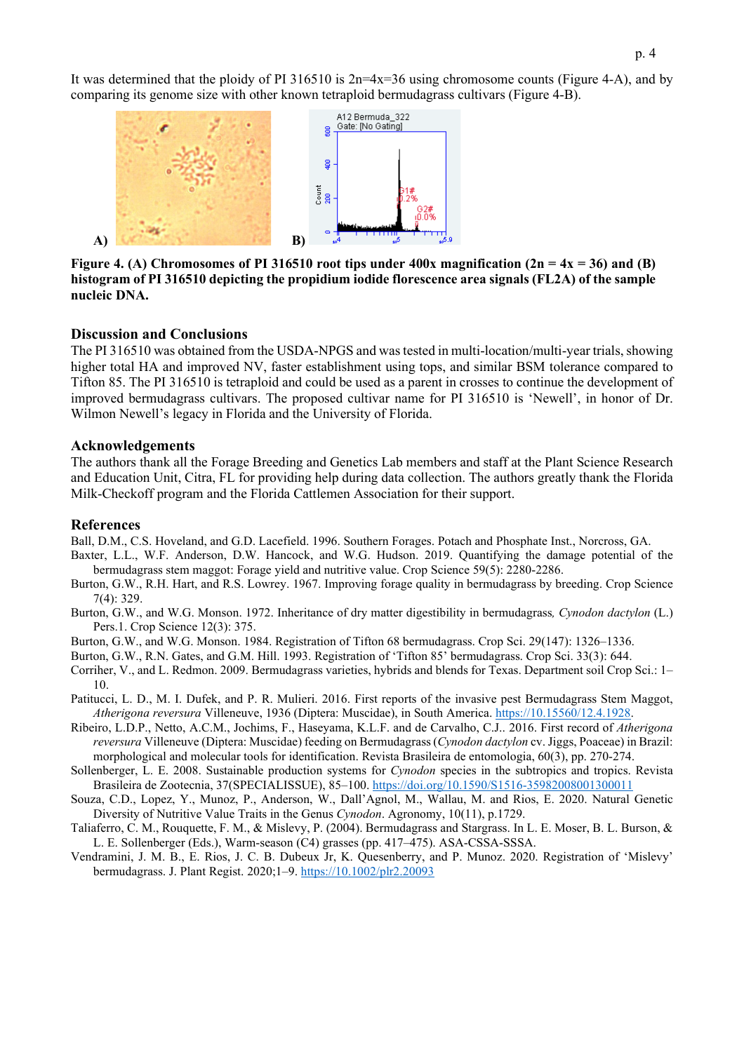It was determined that the ploidy of PI 316510 is 2n=4x=36 using chromosome counts (Figure 4-A), and by comparing its genome size with other known tetraploid bermudagrass cultivars (Figure 4-B).

A)

B)

A12 Bermuda_322
Gate: [No Gating]

Count

G1#
0.2%

G2#
0.0%

**Figure 4. (A) Chromosomes of PI 316510 root tips under 400x magnification (2n = 4x = 36) and (B) histogram of PI 316510 depicting the propidium iodide florescence area signals (FL2A) of the sample nucleic DNA.**

## Discussion and Conclusions

The PI 316510 was obtained from the USDA-NPGS and was tested in multi-location/multi-year trials, showing higher total HA and improved NV, faster establishment using tops, and similar BSM tolerance compared to Tifton 85. The PI 316510 is tetraploid and could be used as a parent in crosses to continue the development of improved bermudagrass cultivars. The proposed cultivar name for PI 316510 is 'Newell', in honor of Dr. Wilmon Newell's legacy in Florida and the University of Florida.

## Acknowledgements

The authors thank all the Forage Breeding and Genetics Lab members and staff at the Plant Science Research and Education Unit, Citra, FL for providing help during data collection. The authors greatly thank the Florida Milk-Checkoff program and the Florida Cattlemen Association for their support.

## References

Ball, D.M., C.S. Hoveland, and G.D. Lacefield. 1996. Southern Forages. Potach and Phosphate Inst., Norcross, GA.

Baxter, L.L., W.F. Anderson, D.W. Hancock, and W.G. Hudson. 2019. Quantifying the damage potential of the bermudagrass stem maggot: Forage yield and nutritive value. Crop Science 59(5): 2280-2286.

Burton, G.W., R.H. Hart, and R.S. Lowrey. 1967. Improving forage quality in bermudagrass by breeding. Crop Science 7(4): 329.

Burton, G.W., and W.G. Monson. 1972. Inheritance of dry matter digestibility in bermudagrass, *Cynodon dactylon* (L.) Pers.1. Crop Science 12(3): 375.

Burton, G.W., and W.G. Monson. 1984. Registration of Tifton 68 bermudagrass. Crop Sci. 29(147): 1326–1336.

Burton, G.W., R.N. Gates, and G.M. Hill. 1993. Registration of 'Tifton 85' bermudagrass. Crop Sci. 33(3): 644.

Corriher, V., and L. Redmon. 2009. Bermudagrass varieties, hybrids and blends for Texas. Department soil Crop Sci.: 1–10.

Patitucci, L. D., M. I. Dufek, and P. R. Mulieri. 2016. First reports of the invasive pest Bermudagrass Stem Maggot, *Atherigona reversura* Villeneuve, 1936 (Diptera: Muscidae), in South America. https://10.15560/12.4.1928.

Ribeiro, L.D.P., Netto, A.C.M., Jochims, F., Haseyama, K.L.F. and de Carvalho, C.J.. 2016. First record of *Atherigona reversura* Villeneuve (Diptera: Muscidae) feeding on Bermudagrass (*Cynodon dactylon* cv. Jiggs, Poaceae) in Brazil: morphological and molecular tools for identification. Revista Brasileira de entomologia, 60(3), pp. 270-274.

Sollenberger, L. E. 2008. Sustainable production systems for *Cynodon* species in the subtropics and tropics. Revista Brasileira de Zootecnia, 37(SPECIALISSUE), 85–100. https://doi.org/10.1590/S1516-35982008001300011

Souza, C.D., Lopez, Y., Munoz, P., Anderson, W., Dall'Agnol, M., Wallau, M. and Rios, E. 2020. Natural Genetic Diversity of Nutritive Value Traits in the Genus *Cynodon*. Agronomy, 10(11), p.1729.

Taliaferro, C. M., Rouquette, F. M., & Mislevy, P. (2004). Bermudagrass and Stargrass. In L. E. Moser, B. L. Burson, & L. E. Sollenberger (Eds.), Warm-season (C4) grasses (pp. 417–475). ASA-CSSA-SSSA.

Vendramini, J. M. B., E. Rios, J. C. B. Dubeux Jr, K. Quesenberry, and P. Munoz. 2020. Registration of 'Mislevy' bermudagrass. J. Plant Regist. 2020;1–9. https://10.1002/plr2.20093